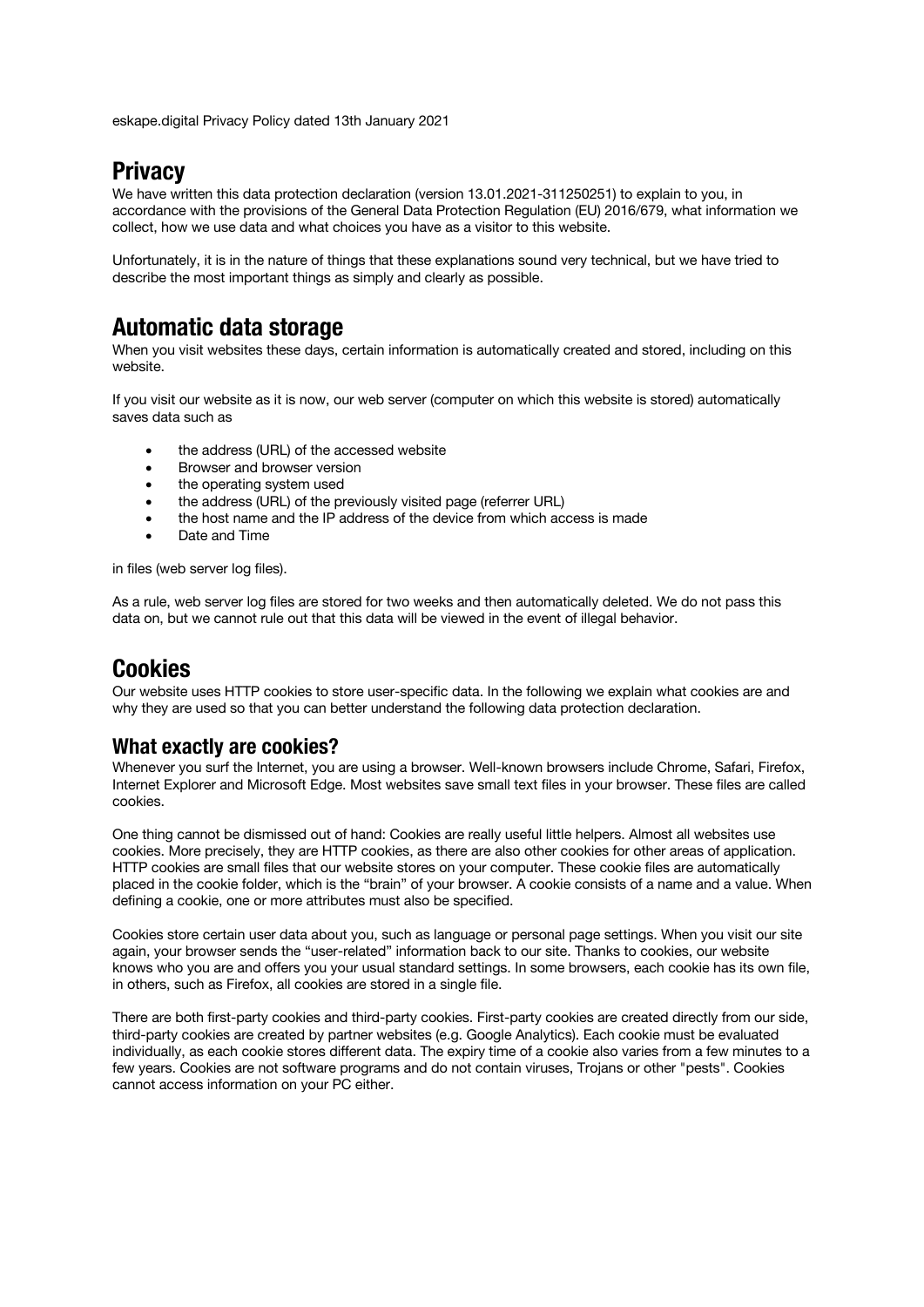eskape.digital Privacy Policy dated 13th January 2021

# Privacy

We have written this data protection declaration (version 13.01.2021-311250251) to explain to you, in accordance with the provisions of the General Data Protection Regulation (EU) 2016/679, what information we collect, how we use data and what choices you have as a visitor to this website.

Unfortunately, it is in the nature of things that these explanations sound very technical, but we have tried to describe the most important things as simply and clearly as possible.

# Automatic data storage

When you visit websites these days, certain information is automatically created and stored, including on this website.

If you visit our website as it is now, our web server (computer on which this website is stored) automatically saves data such as

- the address (URL) of the accessed website
- Browser and browser version
- the operating system used
- the address (URL) of the previously visited page (referrer URL)
- the host name and the IP address of the device from which access is made
- Date and Time

in files (web server log files).

As a rule, web server log files are stored for two weeks and then automatically deleted. We do not pass this data on, but we cannot rule out that this data will be viewed in the event of illegal behavior.

# Cookies

Our website uses HTTP cookies to store user-specific data. In the following we explain what cookies are and why they are used so that you can better understand the following data protection declaration.

## What exactly are cookies?

Whenever you surf the Internet, you are using a browser. Well-known browsers include Chrome, Safari, Firefox, Internet Explorer and Microsoft Edge. Most websites save small text files in your browser. These files are called cookies.

One thing cannot be dismissed out of hand: Cookies are really useful little helpers. Almost all websites use cookies. More precisely, they are HTTP cookies, as there are also other cookies for other areas of application. HTTP cookies are small files that our website stores on your computer. These cookie files are automatically placed in the cookie folder, which is the "brain" of your browser. A cookie consists of a name and a value. When defining a cookie, one or more attributes must also be specified.

Cookies store certain user data about you, such as language or personal page settings. When you visit our site again, your browser sends the "user-related" information back to our site. Thanks to cookies, our website knows who you are and offers you your usual standard settings. In some browsers, each cookie has its own file, in others, such as Firefox, all cookies are stored in a single file.

There are both first-party cookies and third-party cookies. First-party cookies are created directly from our side, third-party cookies are created by partner websites (e.g. Google Analytics). Each cookie must be evaluated individually, as each cookie stores different data. The expiry time of a cookie also varies from a few minutes to a few years. Cookies are not software programs and do not contain viruses, Trojans or other "pests". Cookies cannot access information on your PC either.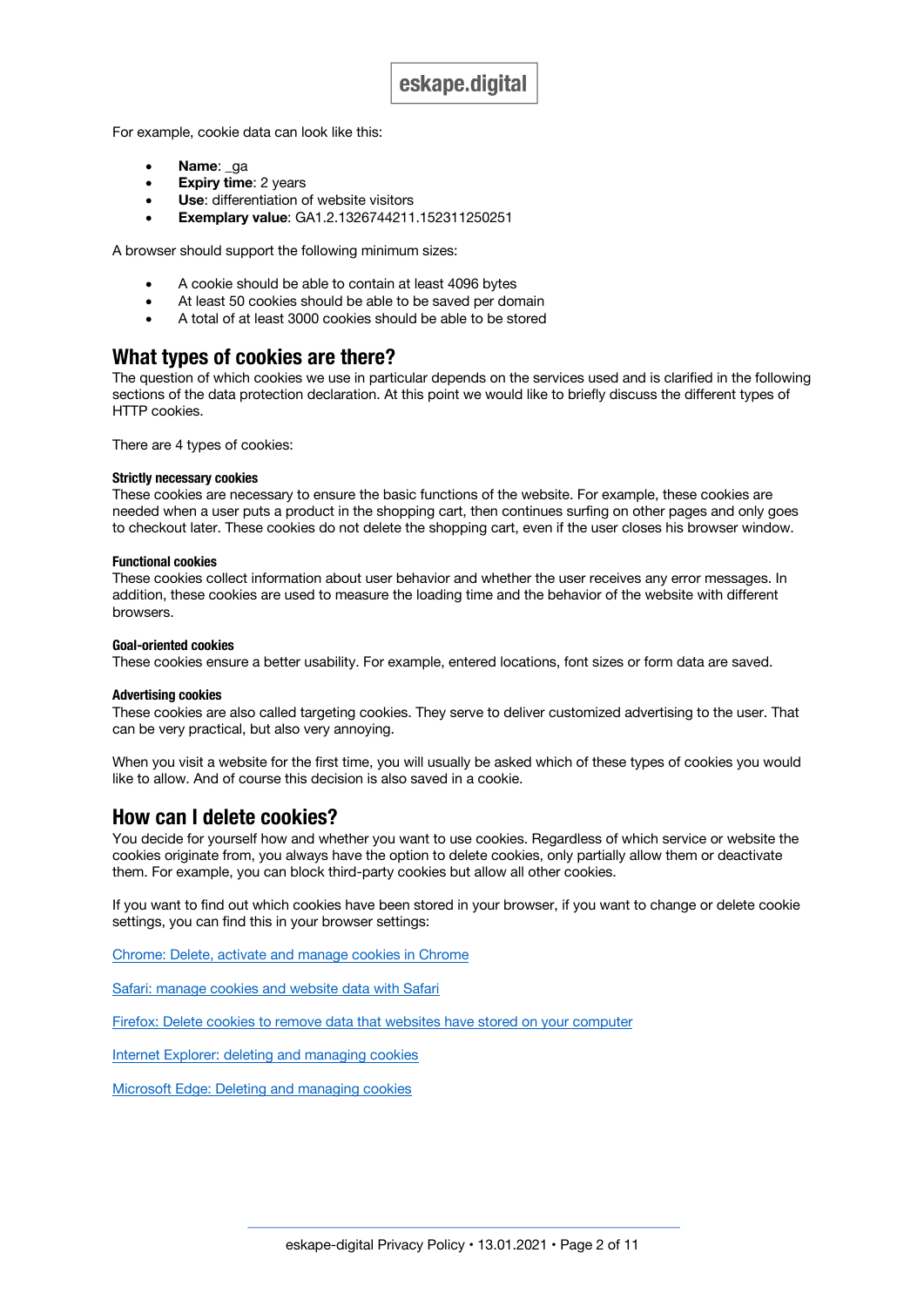For example, cookie data can look like this:

- **Name**: _ga
- **Expiry time**: 2 years
- **Use**: differentiation of website visitors
- **Exemplary value**: GA1.2.1326744211.152311250251

A browser should support the following minimum sizes:

- A cookie should be able to contain at least 4096 bytes
- At least 50 cookies should be able to be saved per domain
- A total of at least 3000 cookies should be able to be stored

## What types of cookies are there?

The question of which cookies we use in particular depends on the services used and is clarified in the following sections of the data protection declaration. At this point we would like to briefly discuss the different types of HTTP cookies.

There are 4 types of cookies:

#### Strictly necessary cookies

These cookies are necessary to ensure the basic functions of the website. For example, these cookies are needed when a user puts a product in the shopping cart, then continues surfing on other pages and only goes to checkout later. These cookies do not delete the shopping cart, even if the user closes his browser window.

#### Functional cookies

These cookies collect information about user behavior and whether the user receives any error messages. In addition, these cookies are used to measure the loading time and the behavior of the website with different browsers.

#### Goal-oriented cookies

These cookies ensure a better usability. For example, entered locations, font sizes or form data are saved.

#### Advertising cookies

These cookies are also called targeting cookies. They serve to deliver customized advertising to the user. That can be very practical, but also very annoying.

When you visit a website for the first time, you will usually be asked which of these types of cookies you would like to allow. And of course this decision is also saved in a cookie.

## How can I delete cookies?

You decide for yourself how and whether you want to use cookies. Regardless of which service or website the cookies originate from, you always have the option to delete cookies, only partially allow them or deactivate them. For example, you can block third-party cookies but allow all other cookies.

If you want to find out which cookies have been stored in your browser, if you want to change or delete cookie settings, you can find this in your browser settings:

Chrome: Delete, activate and manage cookies in Chrome

Safari: manage cookies and website data with Safari

Firefox: Delete cookies to remove data that websites have stored on your computer

Internet Explorer: deleting and managing cookies

Microsoft Edge: Deleting and managing cookies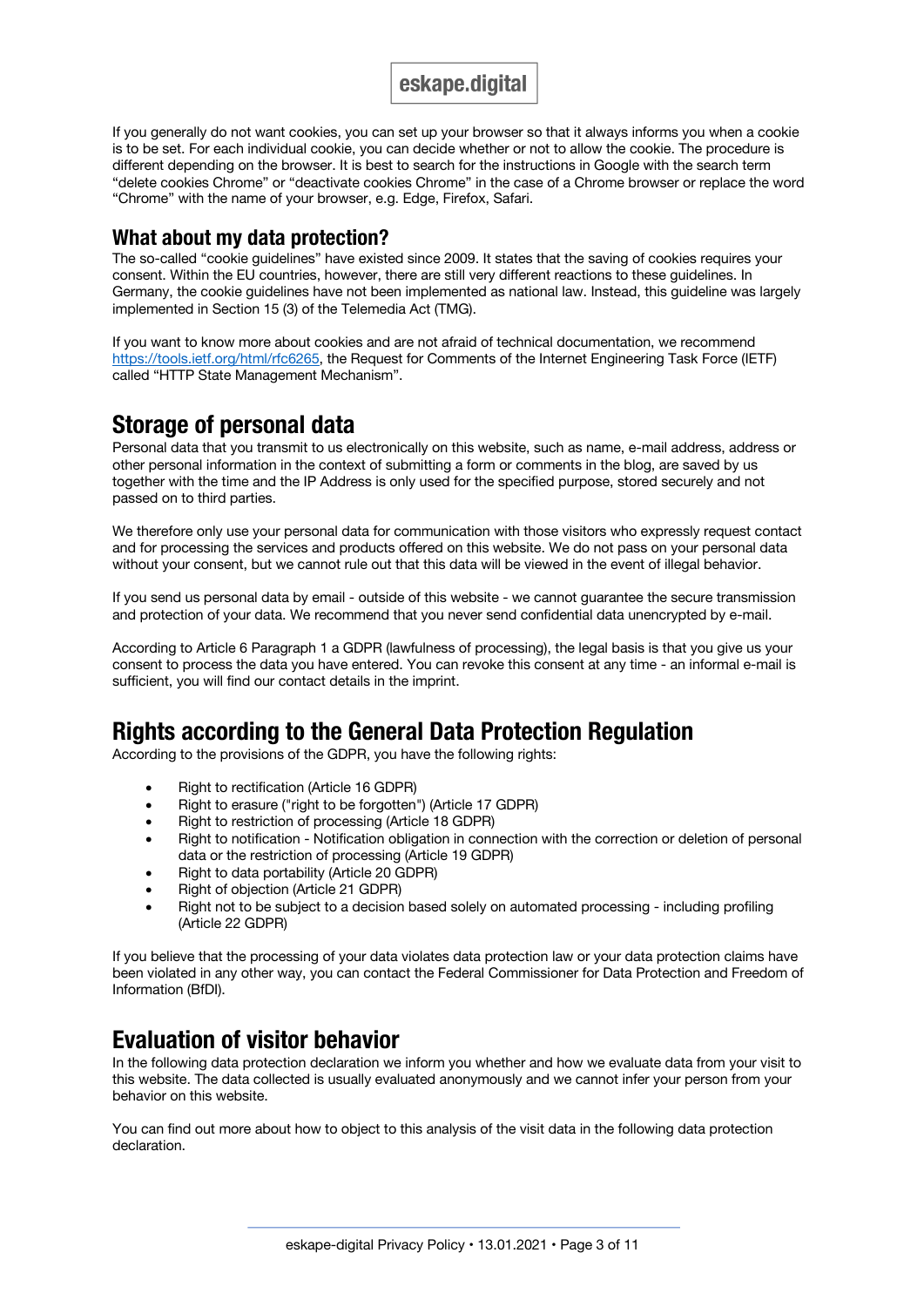If you generally do not want cookies, you can set up your browser so that it always informs you when a cookie is to be set. For each individual cookie, you can decide whether or not to allow the cookie. The procedure is different depending on the browser. It is best to search for the instructions in Google with the search term "delete cookies Chrome" or "deactivate cookies Chrome" in the case of a Chrome browser or replace the word "Chrome" with the name of your browser, e.g. Edge, Firefox, Safari.

### What about my data protection?

The so-called "cookie guidelines" have existed since 2009. It states that the saving of cookies requires your consent. Within the EU countries, however, there are still very different reactions to these guidelines. In Germany, the cookie guidelines have not been implemented as national law. Instead, this guideline was largely implemented in Section 15 (3) of the Telemedia Act (TMG).

If you want to know more about cookies and are not afraid of technical documentation, we recommend https://tools.ietf.org/html/rfc6265, the Request for Comments of the Internet Engineering Task Force (IETF) called "HTTP State Management Mechanism".

## Storage of personal data

Personal data that you transmit to us electronically on this website, such as name, e-mail address, address or other personal information in the context of submitting a form or comments in the blog, are saved by us together with the time and the IP Address is only used for the specified purpose, stored securely and not passed on to third parties.

We therefore only use your personal data for communication with those visitors who expressly request contact and for processing the services and products offered on this website. We do not pass on your personal data without your consent, but we cannot rule out that this data will be viewed in the event of illegal behavior.

If you send us personal data by email - outside of this website - we cannot guarantee the secure transmission and protection of your data. We recommend that you never send confidential data unencrypted by e-mail.

According to Article 6 Paragraph 1 a GDPR (lawfulness of processing), the legal basis is that you give us your consent to process the data you have entered. You can revoke this consent at any time - an informal e-mail is sufficient, you will find our contact details in the imprint.

## Rights according to the General Data Protection Regulation

According to the provisions of the GDPR, you have the following rights:

- Right to rectification (Article 16 GDPR)
- Right to erasure ("right to be forgotten") (Article 17 GDPR)
- Right to restriction of processing (Article 18 GDPR)
- Right to notification - Notification obligation in connection with the correction or deletion of personal data or the restriction of processing (Article 19 GDPR)
- Right to data portability (Article 20 GDPR)
- Right of objection (Article 21 GDPR)
- Right not to be subject to a decision based solely on automated processing - including profiling (Article 22 GDPR)

If you believe that the processing of your data violates data protection law or your data protection claims have been violated in any other way, you can contact the Federal Commissioner for Data Protection and Freedom of Information (BfDI).

## Evaluation of visitor behavior

In the following data protection declaration we inform you whether and how we evaluate data from your visit to this website. The data collected is usually evaluated anonymously and we cannot infer your person from your behavior on this website.

You can find out more about how to object to this analysis of the visit data in the following data protection declaration.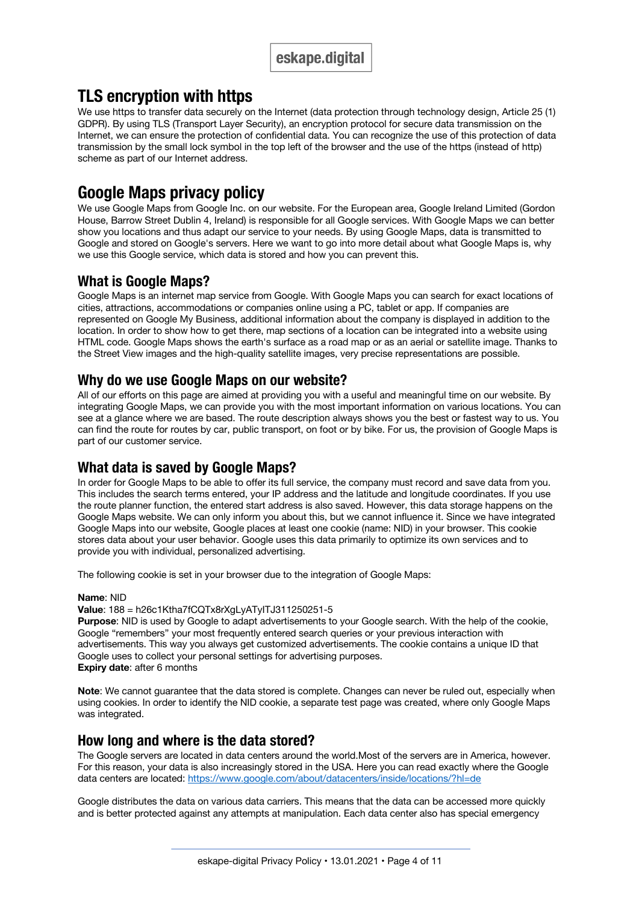## TLS encryption with https

We use https to transfer data securely on the Internet (data protection through technology design, Article 25 (1) GDPR). By using TLS (Transport Layer Security), an encryption protocol for secure data transmission on the Internet, we can ensure the protection of confidential data. You can recognize the use of this protection of data transmission by the small lock symbol in the top left of the browser and the use of the https (instead of http) scheme as part of our Internet address.

## Google Maps privacy policy

We use Google Maps from Google Inc. on our website. For the European area, Google Ireland Limited (Gordon House, Barrow Street Dublin 4, Ireland) is responsible for all Google services. With Google Maps we can better show you locations and thus adapt our service to your needs. By using Google Maps, data is transmitted to Google and stored on Google's servers. Here we want to go into more detail about what Google Maps is, why we use this Google service, which data is stored and how you can prevent this.

### What is Google Maps?

Google Maps is an internet map service from Google. With Google Maps you can search for exact locations of cities, attractions, accommodations or companies online using a PC, tablet or app. If companies are represented on Google My Business, additional information about the company is displayed in addition to the location. In order to show how to get there, map sections of a location can be integrated into a website using HTML code. Google Maps shows the earth's surface as a road map or as an aerial or satellite image. Thanks to the Street View images and the high-quality satellite images, very precise representations are possible.

### Why do we use Google Maps on our website?

All of our efforts on this page are aimed at providing you with a useful and meaningful time on our website. By integrating Google Maps, we can provide you with the most important information on various locations. You can see at a glance where we are based. The route description always shows you the best or fastest way to us. You can find the route for routes by car, public transport, on foot or by bike. For us, the provision of Google Maps is part of our customer service.

### What data is saved by Google Maps?

In order for Google Maps to be able to offer its full service, the company must record and save data from you. This includes the search terms entered, your IP address and the latitude and longitude coordinates. If you use the route planner function, the entered start address is also saved. However, this data storage happens on the Google Maps website. We can only inform you about this, but we cannot influence it. Since we have integrated Google Maps into our website, Google places at least one cookie (name: NID) in your browser. This cookie stores data about your user behavior. Google uses this data primarily to optimize its own services and to provide you with individual, personalized advertising.

The following cookie is set in your browser due to the integration of Google Maps:

**Name**: NID
**Value**: 188 = h26c1Ktha7fCQTx8rXgLyATyITJ311250251-5
**Purpose**: NID is used by Google to adapt advertisements to your Google search. With the help of the cookie, Google "remembers" your most frequently entered search queries or your previous interaction with advertisements. This way you always get customized advertisements. The cookie contains a unique ID that Google uses to collect your personal settings for advertising purposes.
**Expiry date**: after 6 months

**Note**: We cannot guarantee that the data stored is complete. Changes can never be ruled out, especially when using cookies. In order to identify the NID cookie, a separate test page was created, where only Google Maps was integrated.

### How long and where is the data stored?

The Google servers are located in data centers around the world.Most of the servers are in America, however. For this reason, your data is also increasingly stored in the USA. Here you can read exactly where the Google data centers are located: https://www.google.com/about/datacenters/inside/locations/?hl=de

Google distributes the data on various data carriers. This means that the data can be accessed more quickly and is better protected against any attempts at manipulation. Each data center also has special emergency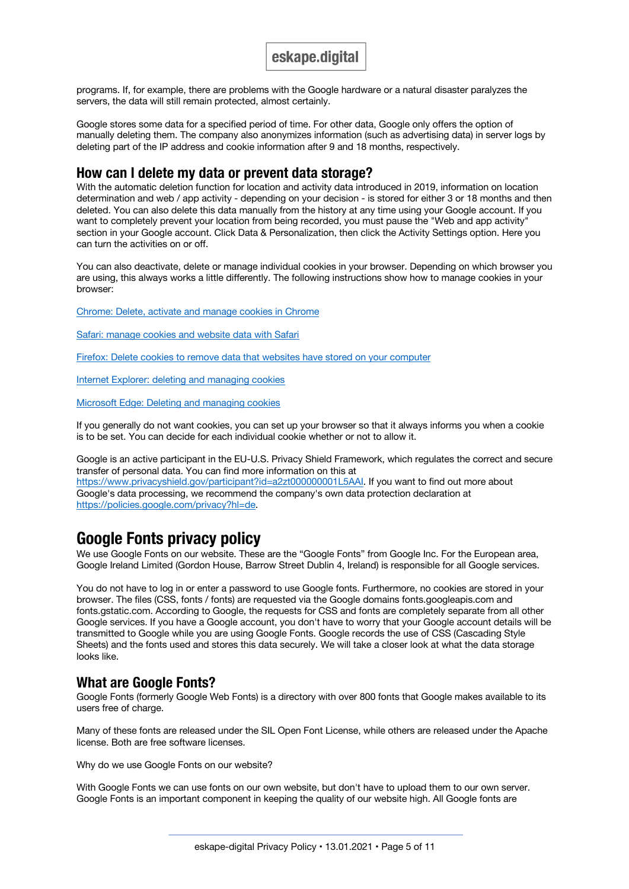programs. If, for example, there are problems with the Google hardware or a natural disaster paralyzes the servers, the data will still remain protected, almost certainly.

Google stores some data for a specified period of time. For other data, Google only offers the option of manually deleting them. The company also anonymizes information (such as advertising data) in server logs by deleting part of the IP address and cookie information after 9 and 18 months, respectively.

## How can I delete my data or prevent data storage?

With the automatic deletion function for location and activity data introduced in 2019, information on location determination and web / app activity - depending on your decision - is stored for either 3 or 18 months and then deleted. You can also delete this data manually from the history at any time using your Google account. If you want to completely prevent your location from being recorded, you must pause the "Web and app activity" section in your Google account. Click Data & Personalization, then click the Activity Settings option. Here you can turn the activities on or off.

You can also deactivate, delete or manage individual cookies in your browser. Depending on which browser you are using, this always works a little differently. The following instructions show how to manage cookies in your browser:

Chrome: Delete, activate and manage cookies in Chrome

Safari: manage cookies and website data with Safari

Firefox: Delete cookies to remove data that websites have stored on your computer

Internet Explorer: deleting and managing cookies

Microsoft Edge: Deleting and managing cookies

If you generally do not want cookies, you can set up your browser so that it always informs you when a cookie is to be set. You can decide for each individual cookie whether or not to allow it.

Google is an active participant in the EU-U.S. Privacy Shield Framework, which regulates the correct and secure transfer of personal data. You can find more information on this at https://www.privacyshield.gov/participant?id=a2zt000000001L5AAI. If you want to find out more about Google's data processing, we recommend the company's own data protection declaration at https://policies.google.com/privacy?hl=de.

# Google Fonts privacy policy

We use Google Fonts on our website. These are the "Google Fonts" from Google Inc. For the European area, Google Ireland Limited (Gordon House, Barrow Street Dublin 4, Ireland) is responsible for all Google services.

You do not have to log in or enter a password to use Google fonts. Furthermore, no cookies are stored in your browser. The files (CSS, fonts / fonts) are requested via the Google domains fonts.googleapis.com and fonts.gstatic.com. According to Google, the requests for CSS and fonts are completely separate from all other Google services. If you have a Google account, you don't have to worry that your Google account details will be transmitted to Google while you are using Google Fonts. Google records the use of CSS (Cascading Style Sheets) and the fonts used and stores this data securely. We will take a closer look at what the data storage looks like.

## What are Google Fonts?

Google Fonts (formerly Google Web Fonts) is a directory with over 800 fonts that Google makes available to its users free of charge.

Many of these fonts are released under the SIL Open Font License, while others are released under the Apache license. Both are free software licenses.

Why do we use Google Fonts on our website?

With Google Fonts we can use fonts on our own website, but don't have to upload them to our own server. Google Fonts is an important component in keeping the quality of our website high. All Google fonts are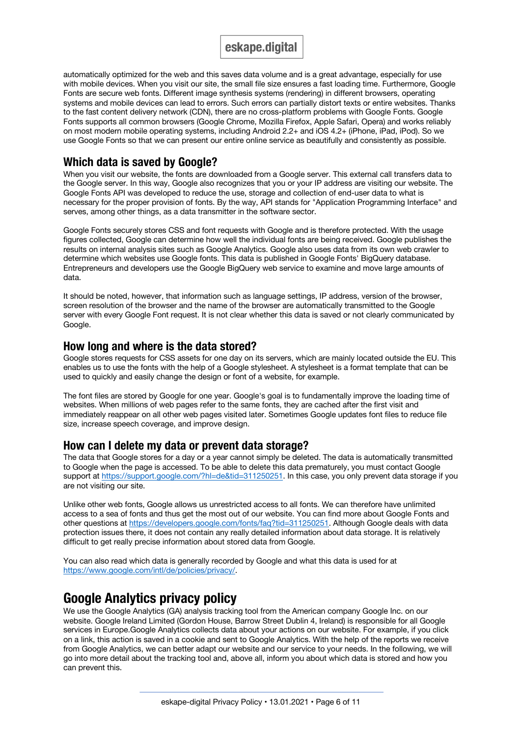automatically optimized for the web and this saves data volume and is a great advantage, especially for use with mobile devices. When you visit our site, the small file size ensures a fast loading time. Furthermore, Google Fonts are secure web fonts. Different image synthesis systems (rendering) in different browsers, operating systems and mobile devices can lead to errors. Such errors can partially distort texts or entire websites. Thanks to the fast content delivery network (CDN), there are no cross-platform problems with Google Fonts. Google Fonts supports all common browsers (Google Chrome, Mozilla Firefox, Apple Safari, Opera) and works reliably on most modern mobile operating systems, including Android 2.2+ and iOS 4.2+ (iPhone, iPad, iPod). So we use Google Fonts so that we can present our entire online service as beautifully and consistently as possible.

## Which data is saved by Google?

When you visit our website, the fonts are downloaded from a Google server. This external call transfers data to the Google server. In this way, Google also recognizes that you or your IP address are visiting our website. The Google Fonts API was developed to reduce the use, storage and collection of end-user data to what is necessary for the proper provision of fonts. By the way, API stands for "Application Programming Interface" and serves, among other things, as a data transmitter in the software sector.

Google Fonts securely stores CSS and font requests with Google and is therefore protected. With the usage figures collected, Google can determine how well the individual fonts are being received. Google publishes the results on internal analysis sites such as Google Analytics. Google also uses data from its own web crawler to determine which websites use Google fonts. This data is published in Google Fonts' BigQuery database. Entrepreneurs and developers use the Google BigQuery web service to examine and move large amounts of data.

It should be noted, however, that information such as language settings, IP address, version of the browser, screen resolution of the browser and the name of the browser are automatically transmitted to the Google server with every Google Font request. It is not clear whether this data is saved or not clearly communicated by Google.

## How long and where is the data stored?

Google stores requests for CSS assets for one day on its servers, which are mainly located outside the EU. This enables us to use the fonts with the help of a Google stylesheet. A stylesheet is a format template that can be used to quickly and easily change the design or font of a website, for example.

The font files are stored by Google for one year. Google's goal is to fundamentally improve the loading time of websites. When millions of web pages refer to the same fonts, they are cached after the first visit and immediately reappear on all other web pages visited later. Sometimes Google updates font files to reduce file size, increase speech coverage, and improve design.

## How can I delete my data or prevent data storage?

The data that Google stores for a day or a year cannot simply be deleted. The data is automatically transmitted to Google when the page is accessed. To be able to delete this data prematurely, you must contact Google support at https://support.google.com/?hl=de&tid=311250251. In this case, you only prevent data storage if you are not visiting our site.

Unlike other web fonts, Google allows us unrestricted access to all fonts. We can therefore have unlimited access to a sea of fonts and thus get the most out of our website. You can find more about Google Fonts and other questions at https://developers.google.com/fonts/faq?tid=311250251. Although Google deals with data protection issues there, it does not contain any really detailed information about data storage. It is relatively difficult to get really precise information about stored data from Google.

You can also read which data is generally recorded by Google and what this data is used for at https://www.google.com/intl/de/policies/privacy/.

# Google Analytics privacy policy

We use the Google Analytics (GA) analysis tracking tool from the American company Google Inc. on our website. Google Ireland Limited (Gordon House, Barrow Street Dublin 4, Ireland) is responsible for all Google services in Europe.Google Analytics collects data about your actions on our website. For example, if you click on a link, this action is saved in a cookie and sent to Google Analytics. With the help of the reports we receive from Google Analytics, we can better adapt our website and our service to your needs. In the following, we will go into more detail about the tracking tool and, above all, inform you about which data is stored and how you can prevent this.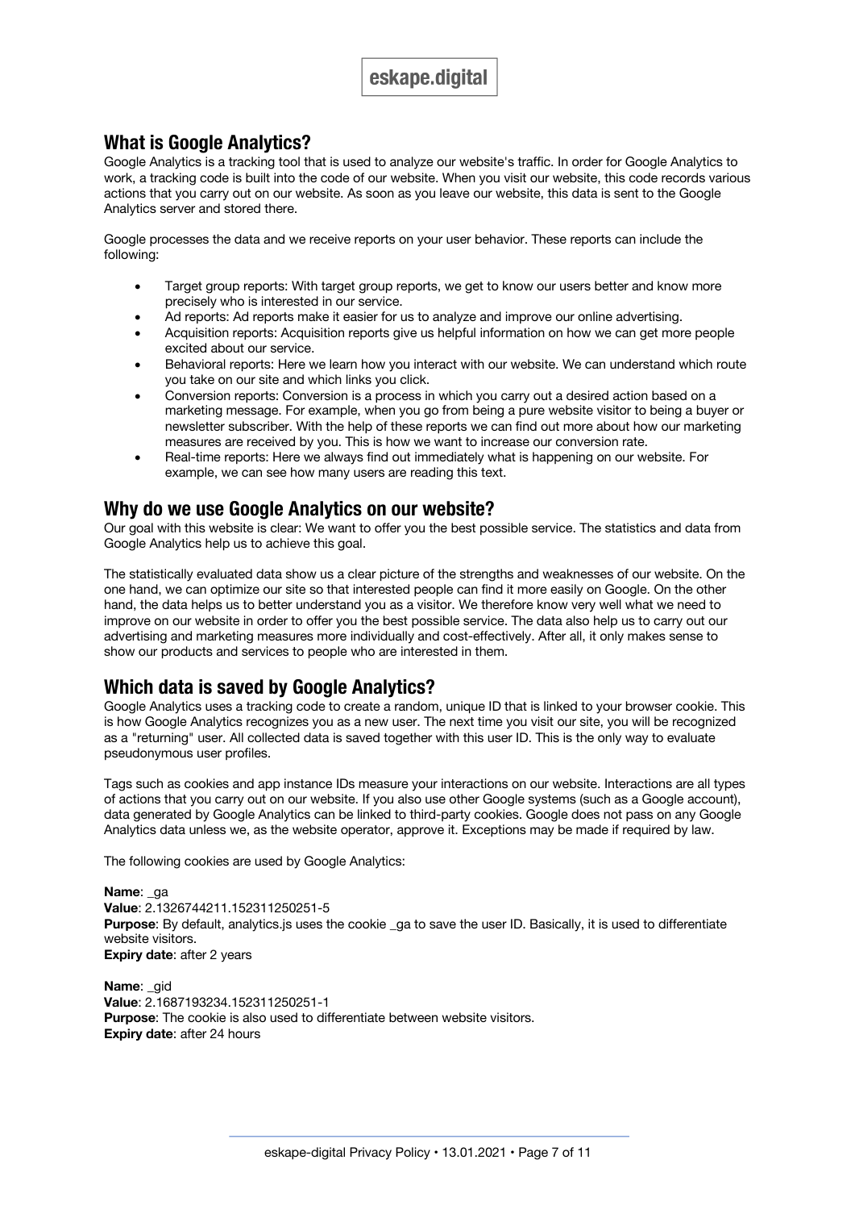## What is Google Analytics?

Google Analytics is a tracking tool that is used to analyze our website's traffic. In order for Google Analytics to work, a tracking code is built into the code of our website. When you visit our website, this code records various actions that you carry out on our website. As soon as you leave our website, this data is sent to the Google Analytics server and stored there.

Google processes the data and we receive reports on your user behavior. These reports can include the following:

- Target group reports: With target group reports, we get to know our users better and know more precisely who is interested in our service.
- Ad reports: Ad reports make it easier for us to analyze and improve our online advertising.
- Acquisition reports: Acquisition reports give us helpful information on how we can get more people excited about our service.
- Behavioral reports: Here we learn how you interact with our website. We can understand which route you take on our site and which links you click.
- Conversion reports: Conversion is a process in which you carry out a desired action based on a marketing message. For example, when you go from being a pure website visitor to being a buyer or newsletter subscriber. With the help of these reports we can find out more about how our marketing measures are received by you. This is how we want to increase our conversion rate.
- Real-time reports: Here we always find out immediately what is happening on our website. For example, we can see how many users are reading this text.

## Why do we use Google Analytics on our website?

Our goal with this website is clear: We want to offer you the best possible service. The statistics and data from Google Analytics help us to achieve this goal.

The statistically evaluated data show us a clear picture of the strengths and weaknesses of our website. On the one hand, we can optimize our site so that interested people can find it more easily on Google. On the other hand, the data helps us to better understand you as a visitor. We therefore know very well what we need to improve on our website in order to offer you the best possible service. The data also help us to carry out our advertising and marketing measures more individually and cost-effectively. After all, it only makes sense to show our products and services to people who are interested in them.

## Which data is saved by Google Analytics?

Google Analytics uses a tracking code to create a random, unique ID that is linked to your browser cookie. This is how Google Analytics recognizes you as a new user. The next time you visit our site, you will be recognized as a "returning" user. All collected data is saved together with this user ID. This is the only way to evaluate pseudonymous user profiles.

Tags such as cookies and app instance IDs measure your interactions on our website. Interactions are all types of actions that you carry out on our website. If you also use other Google systems (such as a Google account), data generated by Google Analytics can be linked to third-party cookies. Google does not pass on any Google Analytics data unless we, as the website operator, approve it. Exceptions may be made if required by law.

The following cookies are used by Google Analytics:

**Name**: _ga
**Value**: 2.1326744211.152311250251-5
**Purpose**: By default, analytics.js uses the cookie _ga to save the user ID. Basically, it is used to differentiate website visitors.
**Expiry date**: after 2 years

**Name**: _gid
**Value**: 2.1687193234.152311250251-1
**Purpose**: The cookie is also used to differentiate between website visitors.
**Expiry date**: after 24 hours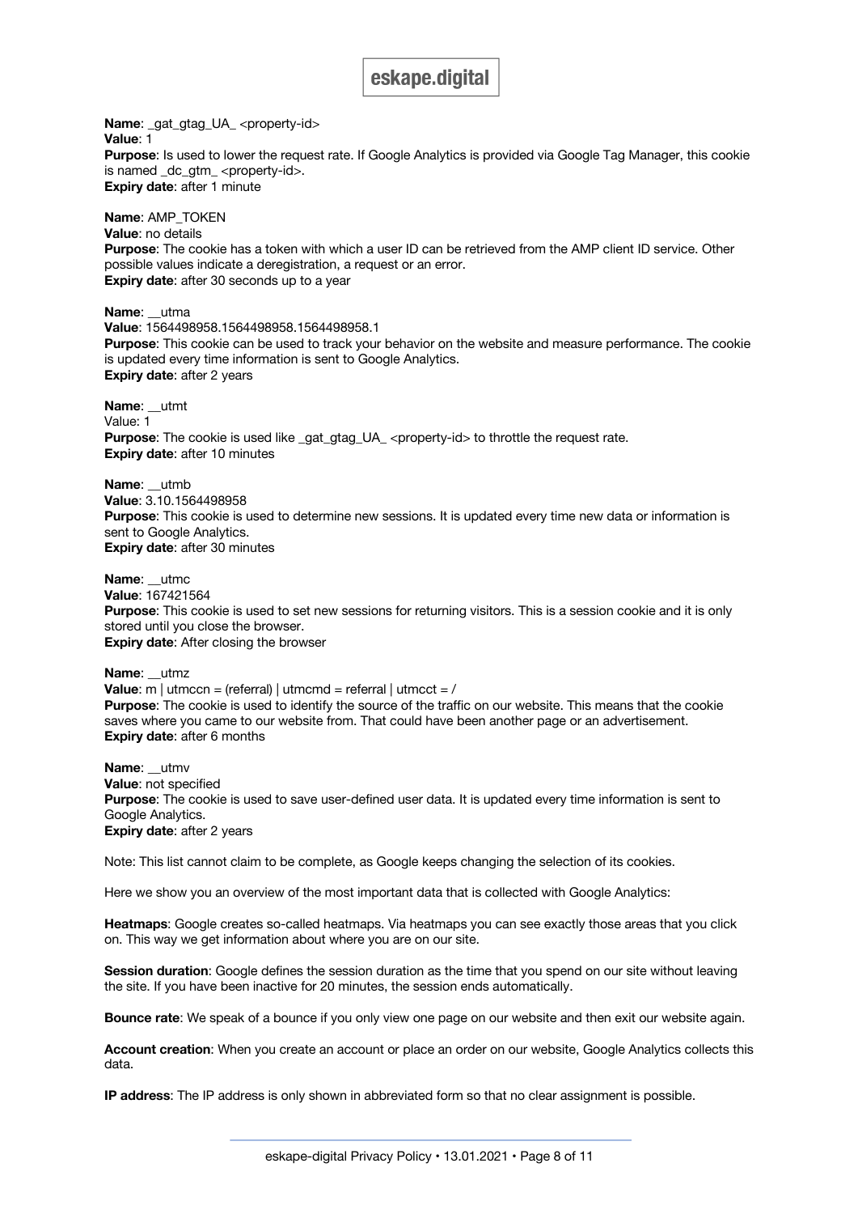**Name**: _gat_gtag_UA_ <property-id>
**Value**: 1
**Purpose**: Is used to lower the request rate. If Google Analytics is provided via Google Tag Manager, this cookie is named _dc_gtm_ <property-id>.
**Expiry date**: after 1 minute

**Name**: AMP_TOKEN
**Value**: no details
**Purpose**: The cookie has a token with which a user ID can be retrieved from the AMP client ID service. Other possible values indicate a deregistration, a request or an error.
**Expiry date**: after 30 seconds up to a year

**Name**: __utma
**Value**: 1564498958.1564498958.1564498958.1
**Purpose**: This cookie can be used to track your behavior on the website and measure performance. The cookie is updated every time information is sent to Google Analytics.
**Expiry date**: after 2 years

**Name**: __utmt
Value: 1
**Purpose**: The cookie is used like _gat_gtag_UA_ <property-id> to throttle the request rate.
**Expiry date**: after 10 minutes

**Name**: __utmb
**Value**: 3.10.1564498958
**Purpose**: This cookie is used to determine new sessions. It is updated every time new data or information is sent to Google Analytics.
**Expiry date**: after 30 minutes

**Name**: __utmc
**Value**: 167421564
**Purpose**: This cookie is used to set new sessions for returning visitors. This is a session cookie and it is only stored until you close the browser.
**Expiry date**: After closing the browser

**Name**: __utmz
**Value**: m | utmccn = (referral) | utmcmd = referral | utmcct = /
**Purpose**: The cookie is used to identify the source of the traffic on our website. This means that the cookie saves where you came to our website from. That could have been another page or an advertisement.
**Expiry date**: after 6 months

**Name**: __utmv
**Value**: not specified
**Purpose**: The cookie is used to save user-defined user data. It is updated every time information is sent to Google Analytics.
**Expiry date**: after 2 years

Note: This list cannot claim to be complete, as Google keeps changing the selection of its cookies.

Here we show you an overview of the most important data that is collected with Google Analytics:

**Heatmaps**: Google creates so-called heatmaps. Via heatmaps you can see exactly those areas that you click on. This way we get information about where you are on our site.

**Session duration**: Google defines the session duration as the time that you spend on our site without leaving the site. If you have been inactive for 20 minutes, the session ends automatically.

**Bounce rate**: We speak of a bounce if you only view one page on our website and then exit our website again.

**Account creation**: When you create an account or place an order on our website, Google Analytics collects this data.

**IP address**: The IP address is only shown in abbreviated form so that no clear assignment is possible.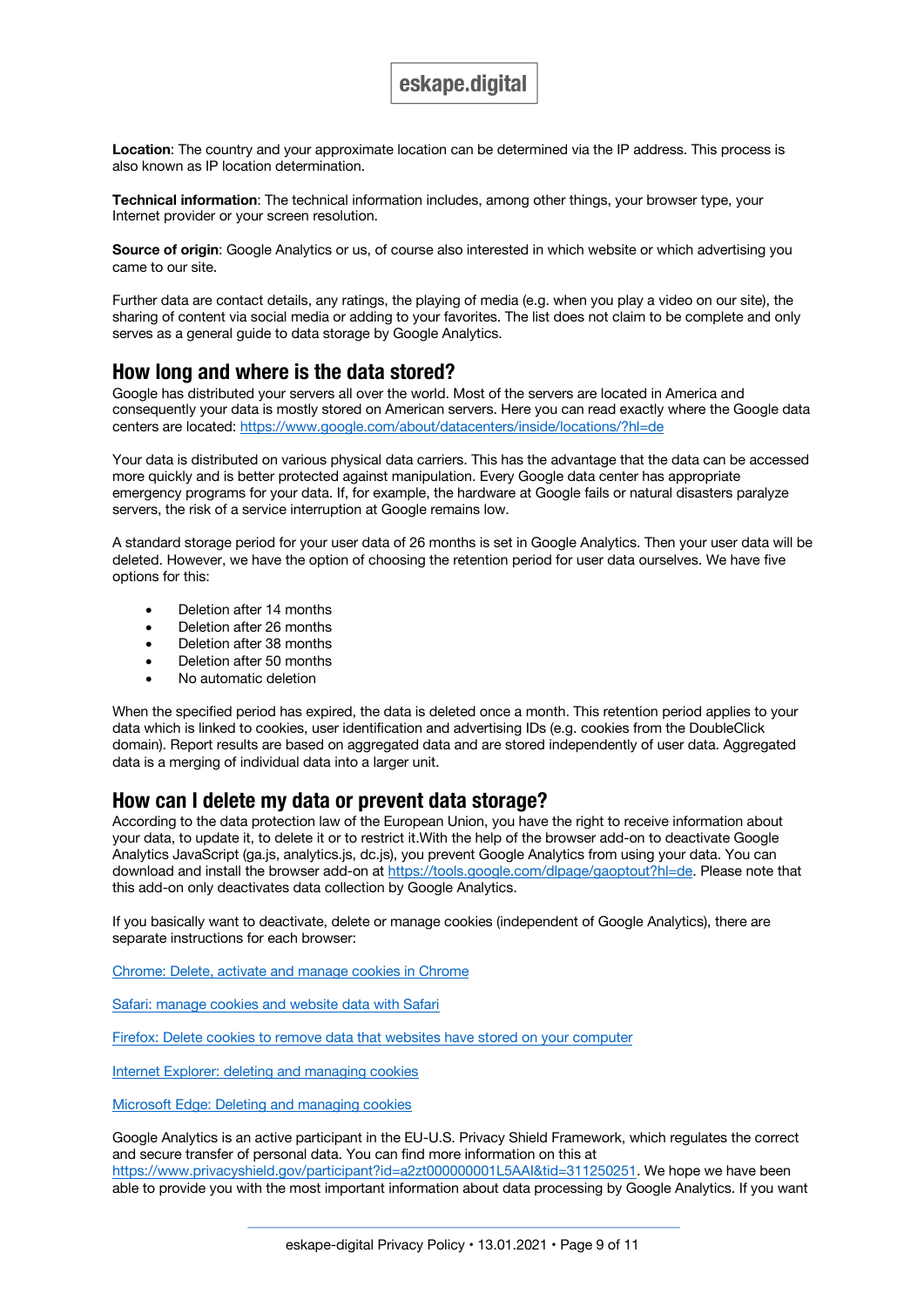**Location**: The country and your approximate location can be determined via the IP address. This process is also known as IP location determination.

**Technical information**: The technical information includes, among other things, your browser type, your Internet provider or your screen resolution.

**Source of origin**: Google Analytics or us, of course also interested in which website or which advertising you came to our site.

Further data are contact details, any ratings, the playing of media (e.g. when you play a video on our site), the sharing of content via social media or adding to your favorites. The list does not claim to be complete and only serves as a general guide to data storage by Google Analytics.

## How long and where is the data stored?

Google has distributed your servers all over the world. Most of the servers are located in America and consequently your data is mostly stored on American servers. Here you can read exactly where the Google data centers are located: https://www.google.com/about/datacenters/inside/locations/?hl=de

Your data is distributed on various physical data carriers. This has the advantage that the data can be accessed more quickly and is better protected against manipulation. Every Google data center has appropriate emergency programs for your data. If, for example, the hardware at Google fails or natural disasters paralyze servers, the risk of a service interruption at Google remains low.

A standard storage period for your user data of 26 months is set in Google Analytics. Then your user data will be deleted. However, we have the option of choosing the retention period for user data ourselves. We have five options for this:

- Deletion after 14 months
- Deletion after 26 months
- Deletion after 38 months
- Deletion after 50 months
- No automatic deletion

When the specified period has expired, the data is deleted once a month. This retention period applies to your data which is linked to cookies, user identification and advertising IDs (e.g. cookies from the DoubleClick domain). Report results are based on aggregated data and are stored independently of user data. Aggregated data is a merging of individual data into a larger unit.

## How can I delete my data or prevent data storage?

According to the data protection law of the European Union, you have the right to receive information about your data, to update it, to delete it or to restrict it.With the help of the browser add-on to deactivate Google Analytics JavaScript (ga.js, analytics.js, dc.js), you prevent Google Analytics from using your data. You can download and install the browser add-on at https://tools.google.com/dlpage/gaoptout?hl=de. Please note that this add-on only deactivates data collection by Google Analytics.

If you basically want to deactivate, delete or manage cookies (independent of Google Analytics), there are separate instructions for each browser:

Chrome: Delete, activate and manage cookies in Chrome

Safari: manage cookies and website data with Safari

Firefox: Delete cookies to remove data that websites have stored on your computer

Internet Explorer: deleting and managing cookies

Microsoft Edge: Deleting and managing cookies

Google Analytics is an active participant in the EU-U.S. Privacy Shield Framework, which regulates the correct and secure transfer of personal data. You can find more information on this at https://www.privacyshield.gov/participant?id=a2zt000000001L5AAI&tid=311250251. We hope we have been able to provide you with the most important information about data processing by Google Analytics. If you want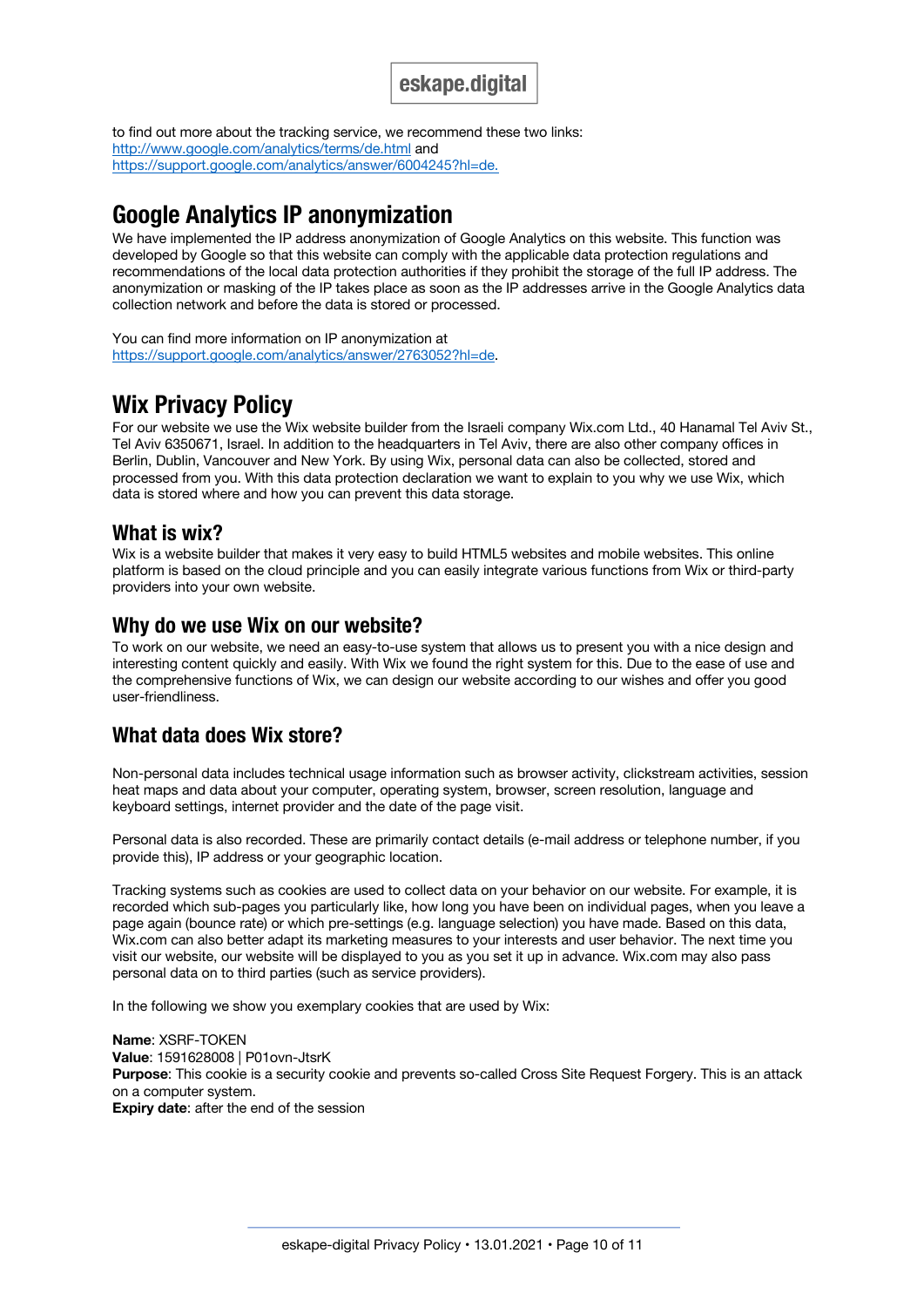to find out more about the tracking service, we recommend these two links: [http://www.google.com/analytics/terms/de.html](http://www.google.com/analytics/terms/de.html) and [https://support.google.com/analytics/answer/6004245?hl=de.](https://support.google.com/analytics/answer/6004245?hl=de)

## Google Analytics IP anonymization

We have implemented the IP address anonymization of Google Analytics on this website. This function was developed by Google so that this website can comply with the applicable data protection regulations and recommendations of the local data protection authorities if they prohibit the storage of the full IP address. The anonymization or masking of the IP takes place as soon as the IP addresses arrive in the Google Analytics data collection network and before the data is stored or processed.

You can find more information on IP anonymization at [https://support.google.com/analytics/answer/2763052?hl=de](https://support.google.com/analytics/answer/2763052?hl=de).

## Wix Privacy Policy

For our website we use the Wix website builder from the Israeli company Wix.com Ltd., 40 Hanamal Tel Aviv St., Tel Aviv 6350671, Israel. In addition to the headquarters in Tel Aviv, there are also other company offices in Berlin, Dublin, Vancouver and New York. By using Wix, personal data can also be collected, stored and processed from you. With this data protection declaration we want to explain to you why we use Wix, which data is stored where and how you can prevent this data storage.

### What is wix?

Wix is a website builder that makes it very easy to build HTML5 websites and mobile websites. This online platform is based on the cloud principle and you can easily integrate various functions from Wix or third-party providers into your own website.

### Why do we use Wix on our website?

To work on our website, we need an easy-to-use system that allows us to present you with a nice design and interesting content quickly and easily. With Wix we found the right system for this. Due to the ease of use and the comprehensive functions of Wix, we can design our website according to our wishes and offer you good user-friendliness.

### What data does Wix store?

Non-personal data includes technical usage information such as browser activity, clickstream activities, session heat maps and data about your computer, operating system, browser, screen resolution, language and keyboard settings, internet provider and the date of the page visit.

Personal data is also recorded. These are primarily contact details (e-mail address or telephone number, if you provide this), IP address or your geographic location.

Tracking systems such as cookies are used to collect data on your behavior on our website. For example, it is recorded which sub-pages you particularly like, how long you have been on individual pages, when you leave a page again (bounce rate) or which pre-settings (e.g. language selection) you have made. Based on this data, Wix.com can also better adapt its marketing measures to your interests and user behavior. The next time you visit our website, our website will be displayed to you as you set it up in advance. Wix.com may also pass personal data on to third parties (such as service providers).

In the following we show you exemplary cookies that are used by Wix:

**Name**: XSRF-TOKEN
**Value**: 1591628008 | P01ovn-JtsrK
**Purpose**: This cookie is a security cookie and prevents so-called Cross Site Request Forgery. This is an attack on a computer system.
**Expiry date**: after the end of the session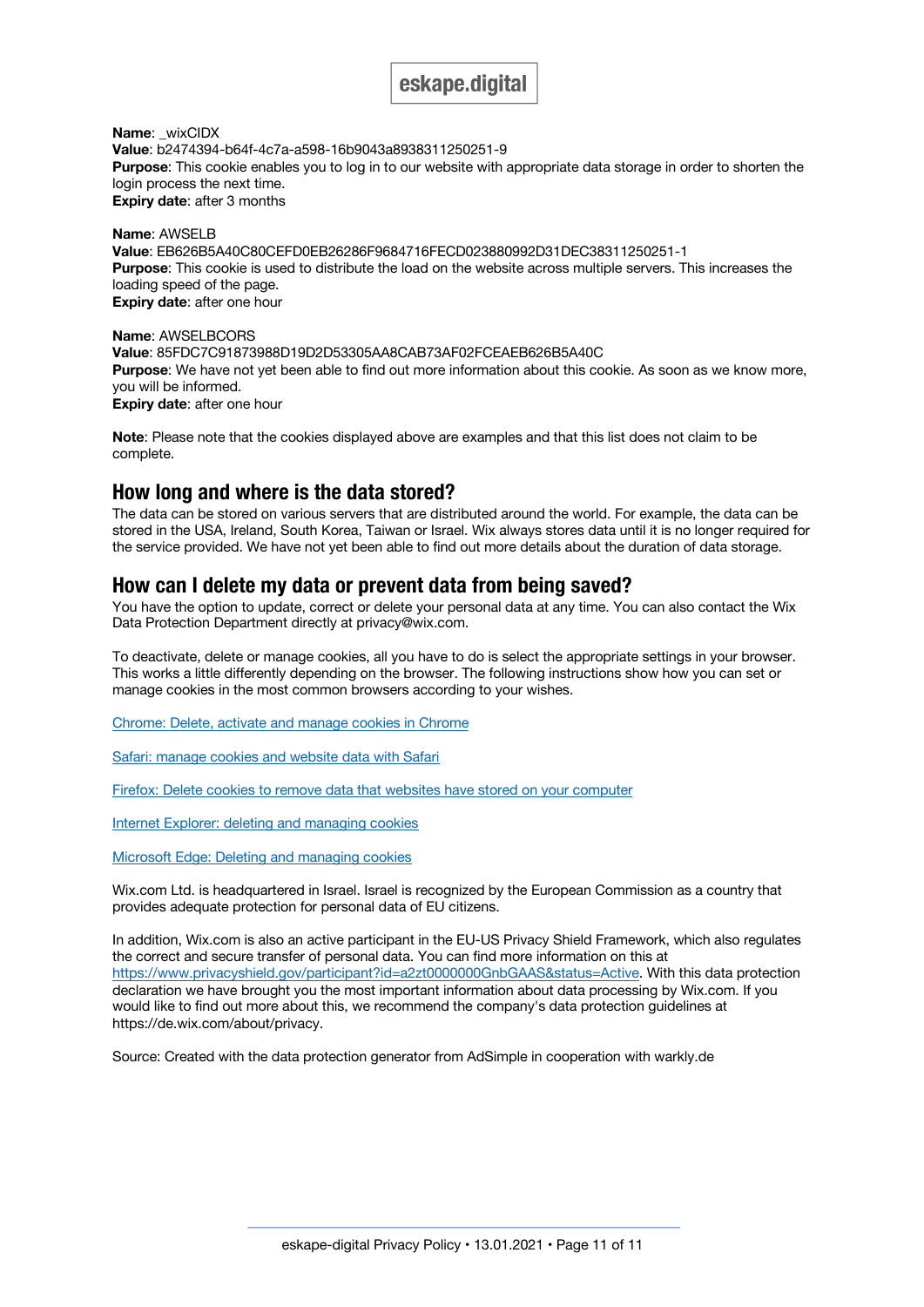**Name**: _wixCIDX
**Value**: b2474394-b64f-4c7a-a598-16b9043a8938311250251-9
**Purpose**: This cookie enables you to log in to our website with appropriate data storage in order to shorten the login process the next time.
**Expiry date**: after 3 months

**Name**: AWSELB
**Value**: EB626B5A40C80CEFD0EB26286F9684716FECD023880992D31DEC38311250251-1
**Purpose**: This cookie is used to distribute the load on the website across multiple servers. This increases the loading speed of the page.
**Expiry date**: after one hour

**Name**: AWSELBCORS
**Value**: 85FDC7C91873988D19D2D53305AA8CAB73AF02FCEAEB626B5A40C
**Purpose**: We have not yet been able to find out more information about this cookie. As soon as we know more, you will be informed.
**Expiry date**: after one hour

**Note**: Please note that the cookies displayed above are examples and that this list does not claim to be complete.

## How long and where is the data stored?

The data can be stored on various servers that are distributed around the world. For example, the data can be stored in the USA, Ireland, South Korea, Taiwan or Israel. Wix always stores data until it is no longer required for the service provided. We have not yet been able to find out more details about the duration of data storage.

## How can I delete my data or prevent data from being saved?

You have the option to update, correct or delete your personal data at any time. You can also contact the Wix Data Protection Department directly at privacy@wix.com.

To deactivate, delete or manage cookies, all you have to do is select the appropriate settings in your browser. This works a little differently depending on the browser. The following instructions show how you can set or manage cookies in the most common browsers according to your wishes.

Chrome: Delete, activate and manage cookies in Chrome

Safari: manage cookies and website data with Safari

Firefox: Delete cookies to remove data that websites have stored on your computer

Internet Explorer: deleting and managing cookies

Microsoft Edge: Deleting and managing cookies

Wix.com Ltd. is headquartered in Israel. Israel is recognized by the European Commission as a country that provides adequate protection for personal data of EU citizens.

In addition, Wix.com is also an active participant in the EU-US Privacy Shield Framework, which also regulates the correct and secure transfer of personal data. You can find more information on this at https://www.privacyshield.gov/participant?id=a2zt0000000GnbGAAS&status=Active. With this data protection declaration we have brought you the most important information about data processing by Wix.com. If you would like to find out more about this, we recommend the company's data protection guidelines at https://de.wix.com/about/privacy.

Source: Created with the data protection generator from AdSimple in cooperation with warkly.de